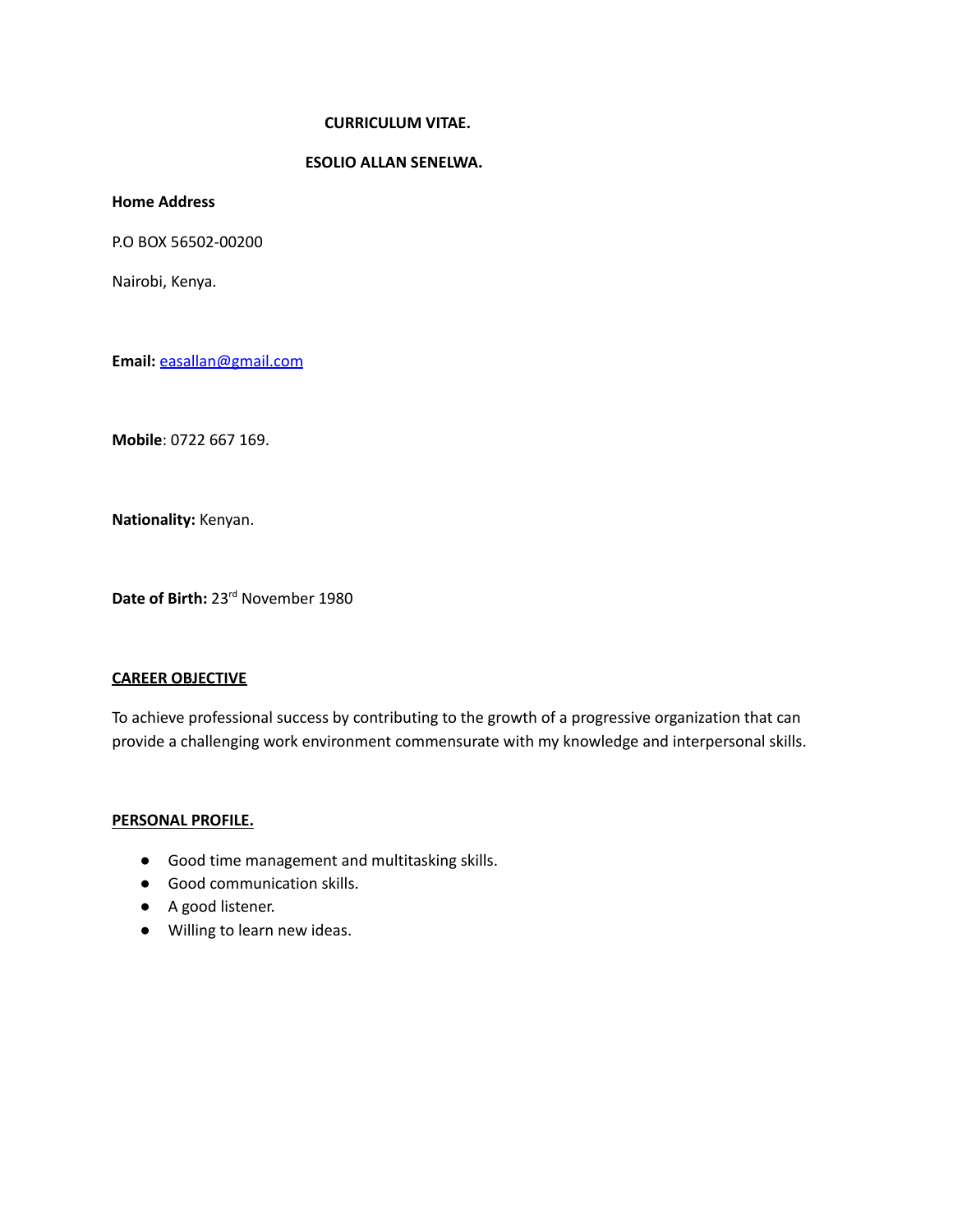**CURRICULUM VITAE.**

**ESOLIO ALLAN SENELWA.**

**Home Address**

P.O BOX 56502-00200

Nairobi, Kenya.

**Email:** easallan@gmail.com

**Mobile**: 0722 667 169.

**Nationality:** Kenyan.

**Date of Birth:** 23rd November 1980

## CAREER OBJECTIVE

To achieve professional success by contributing to the growth of a progressive organization that can provide a challenging work environment commensurate with my knowledge and interpersonal skills.

## PERSONAL PROFILE.

- Good time management and multitasking skills.
- Good communication skills.
- A good listener.
- Willing to learn new ideas.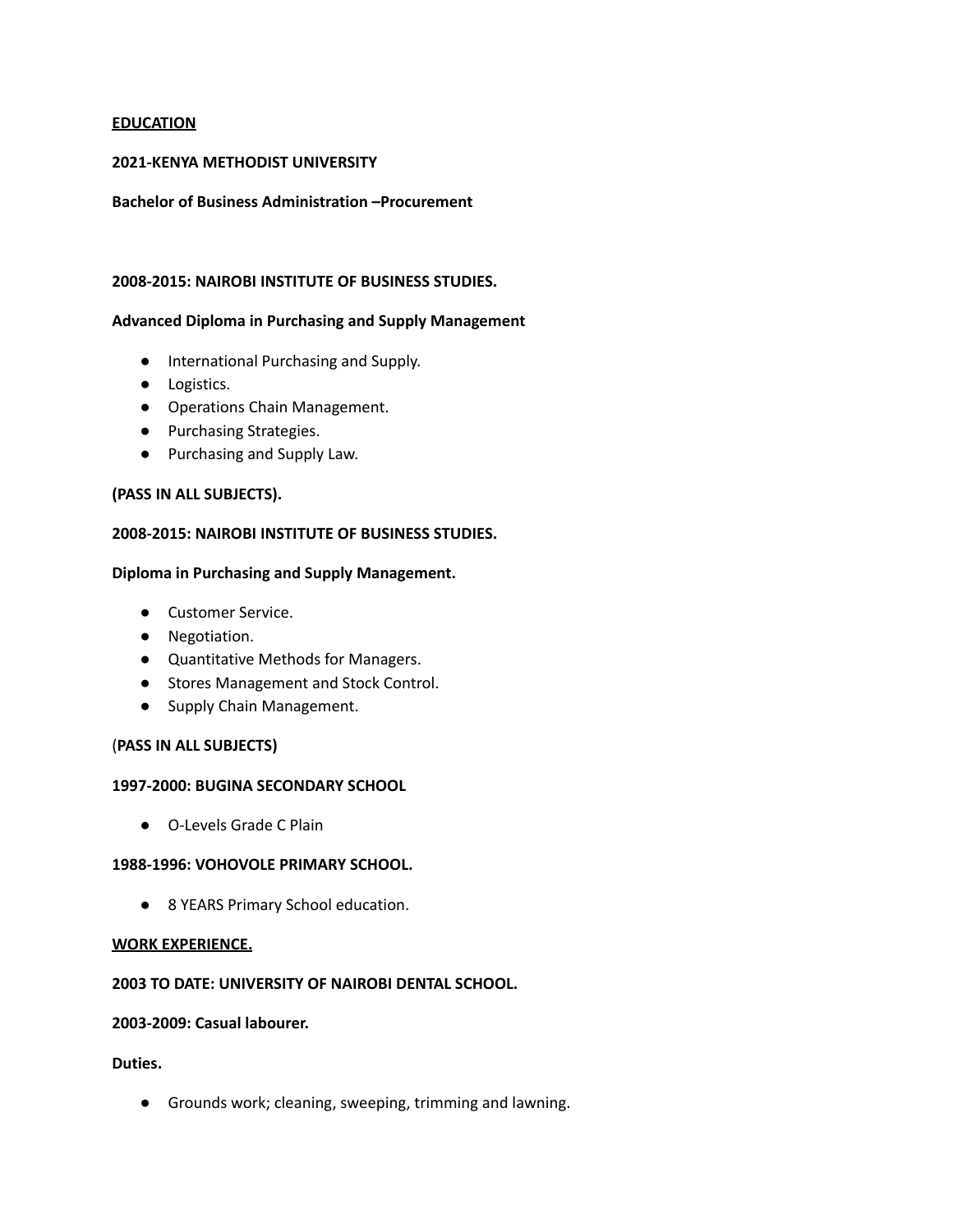## EDUCATION

**2021-KENYA METHODIST UNIVERSITY**

**Bachelor of Business Administration –Procurement**

**2008-2015: NAIROBI INSTITUTE OF BUSINESS STUDIES.**

**Advanced Diploma in Purchasing and Supply Management**

- International Purchasing and Supply.
- Logistics.
- Operations Chain Management.
- Purchasing Strategies.
- Purchasing and Supply Law.

**(PASS IN ALL SUBJECTS).**

**2008-2015: NAIROBI INSTITUTE OF BUSINESS STUDIES.**

**Diploma in Purchasing and Supply Management.**

- Customer Service.
- Negotiation.
- Quantitative Methods for Managers.
- Stores Management and Stock Control.
- Supply Chain Management.

(**PASS IN ALL SUBJECTS)**

**1997-2000: BUGINA SECONDARY SCHOOL**

- O-Levels Grade C Plain

**1988-1996: VOHOVOLE PRIMARY SCHOOL.**

- 8 YEARS Primary School education.

## WORK EXPERIENCE.

**2003 TO DATE: UNIVERSITY OF NAIROBI DENTAL SCHOOL.**

**2003-2009: Casual labourer.**

**Duties.**

- Grounds work; cleaning, sweeping, trimming and lawning.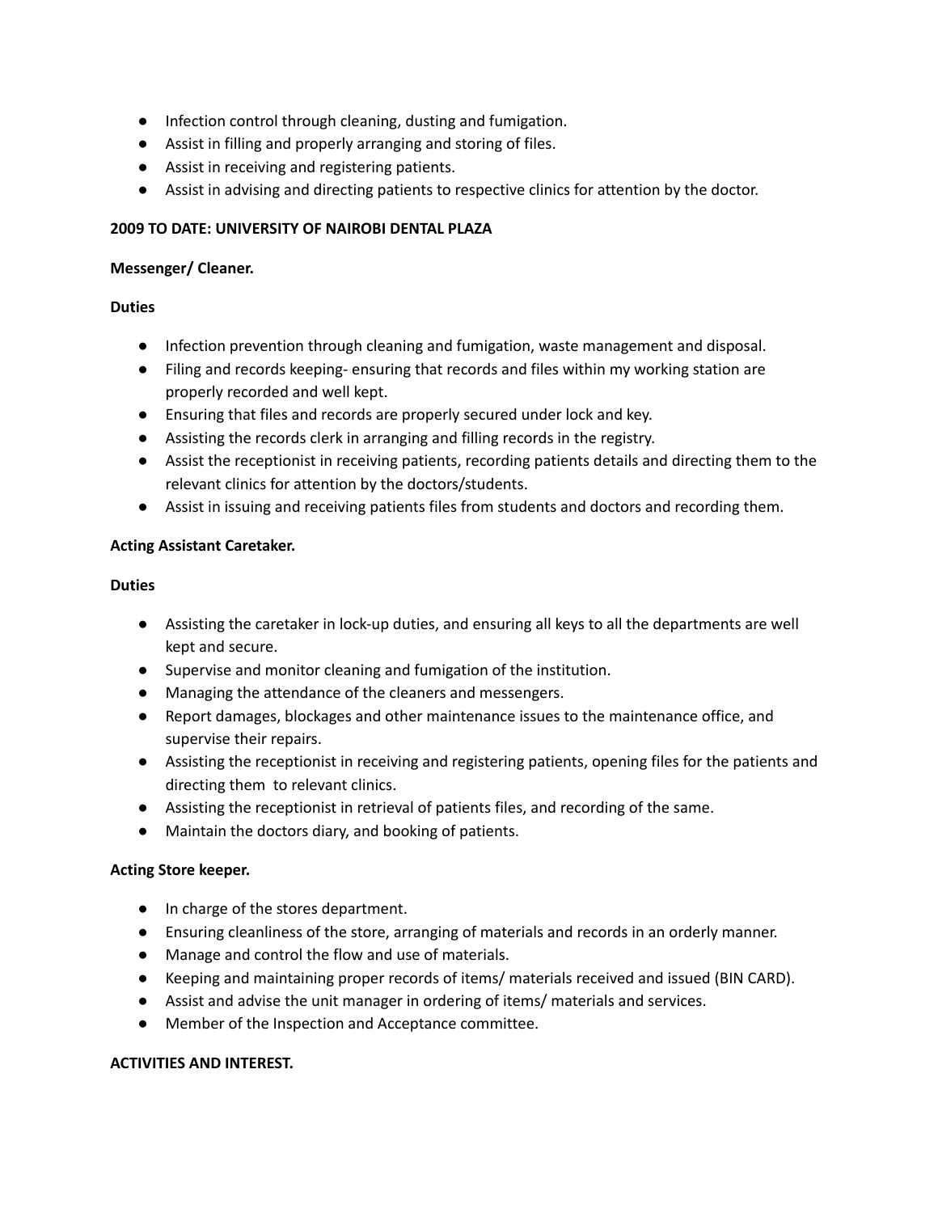- Infection control through cleaning, dusting and fumigation.
- Assist in filling and properly arranging and storing of files.
- Assist in receiving and registering patients.
- Assist in advising and directing patients to respective clinics for attention by the doctor.

**2009 TO DATE: UNIVERSITY OF NAIROBI DENTAL PLAZA**

**Messenger/ Cleaner.**

**Duties**

- Infection prevention through cleaning and fumigation, waste management and disposal.
- Filing and records keeping- ensuring that records and files within my working station are properly recorded and well kept.
- Ensuring that files and records are properly secured under lock and key.
- Assisting the records clerk in arranging and filling records in the registry.
- Assist the receptionist in receiving patients, recording patients details and directing them to the relevant clinics for attention by the doctors/students.
- Assist in issuing and receiving patients files from students and doctors and recording them.

**Acting Assistant Caretaker.**

**Duties**

- Assisting the caretaker in lock-up duties, and ensuring all keys to all the departments are well kept and secure.
- Supervise and monitor cleaning and fumigation of the institution.
- Managing the attendance of the cleaners and messengers.
- Report damages, blockages and other maintenance issues to the maintenance office, and supervise their repairs.
- Assisting the receptionist in receiving and registering patients, opening files for the patients and directing them to relevant clinics.
- Assisting the receptionist in retrieval of patients files, and recording of the same.
- Maintain the doctors diary, and booking of patients.

**Acting Store keeper.**

- In charge of the stores department.
- Ensuring cleanliness of the store, arranging of materials and records in an orderly manner.
- Manage and control the flow and use of materials.
- Keeping and maintaining proper records of items/ materials received and issued (BIN CARD).
- Assist and advise the unit manager in ordering of items/ materials and services.
- Member of the Inspection and Acceptance committee.

**ACTIVITIES AND INTEREST.**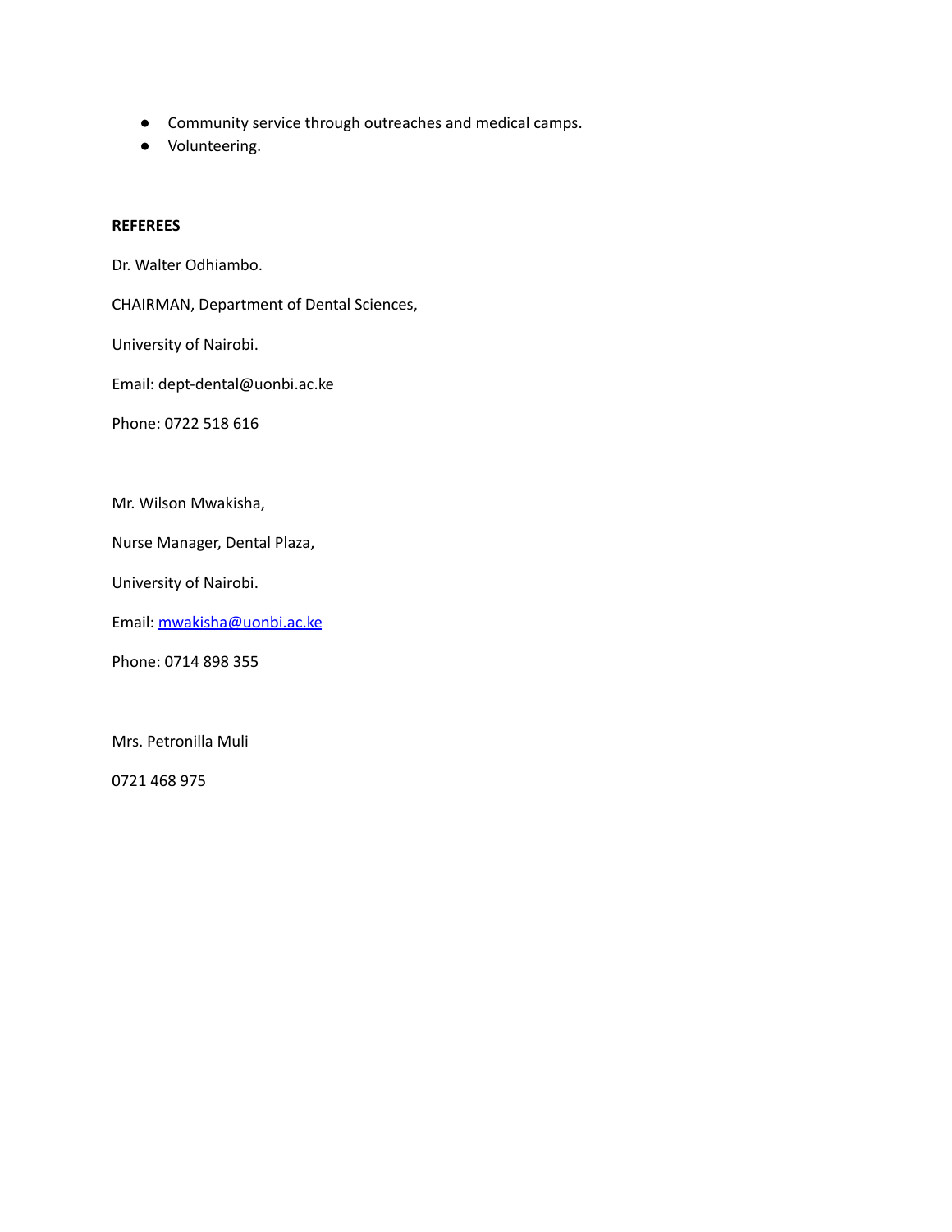- Community service through outreaches and medical camps.
- Volunteering.

**REFEREES**

Dr. Walter Odhiambo.

CHAIRMAN, Department of Dental Sciences,

University of Nairobi.

Email: dept-dental@uonbi.ac.ke

Phone: 0722 518 616

Mr. Wilson Mwakisha,

Nurse Manager, Dental Plaza,

University of Nairobi.

Email: mwakisha@uonbi.ac.ke

Phone: 0714 898 355

Mrs. Petronilla Muli

0721 468 975